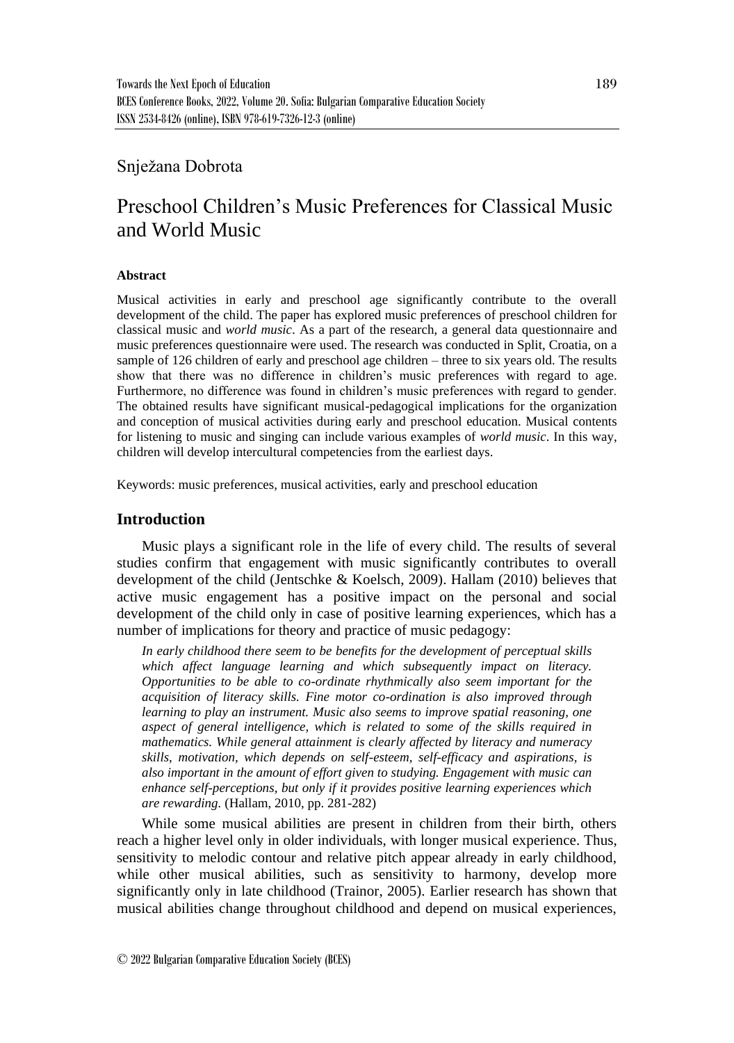Snježana Dobrota

# Preschool Children's Music Preferences for Classical Music and World Music

### Abstract

Musical activities in early and preschool age significantly contribute to the overall development of the child. The paper has explored music preferences of preschool children for classical music and *world music*. As a part of the research, a general data questionnaire and music preferences questionnaire were used. The research was conducted in Split, Croatia, on a sample of 126 children of early and preschool age children – three to six years old. The results show that there was no difference in children's music preferences with regard to age. Furthermore, no difference was found in children's music preferences with regard to gender. The obtained results have significant musical-pedagogical implications for the organization and conception of musical activities during early and preschool education. Musical contents for listening to music and singing can include various examples of *world music*. In this way, children will develop intercultural competencies from the earliest days.

Keywords: music preferences, musical activities, early and preschool education

## Introduction

Music plays a significant role in the life of every child. The results of several studies confirm that engagement with music significantly contributes to overall development of the child (Jentschke & Koelsch, 2009). Hallam (2010) believes that active music engagement has a positive impact on the personal and social development of the child only in case of positive learning experiences, which has a number of implications for theory and practice of music pedagogy:

> *In early childhood there seem to be benefits for the development of perceptual skills which affect language learning and which subsequently impact on literacy. Opportunities to be able to co-ordinate rhythmically also seem important for the acquisition of literacy skills. Fine motor co-ordination is also improved through learning to play an instrument. Music also seems to improve spatial reasoning, one aspect of general intelligence, which is related to some of the skills required in mathematics. While general attainment is clearly affected by literacy and numeracy skills, motivation, which depends on self-esteem, self-efficacy and aspirations, is also important in the amount of effort given to studying. Engagement with music can enhance self-perceptions, but only if it provides positive learning experiences which are rewarding.* (Hallam, 2010, pp. 281-282)

While some musical abilities are present in children from their birth, others reach a higher level only in older individuals, with longer musical experience. Thus, sensitivity to melodic contour and relative pitch appear already in early childhood, while other musical abilities, such as sensitivity to harmony, develop more significantly only in late childhood (Trainor, 2005). Earlier research has shown that musical abilities change throughout childhood and depend on musical experiences,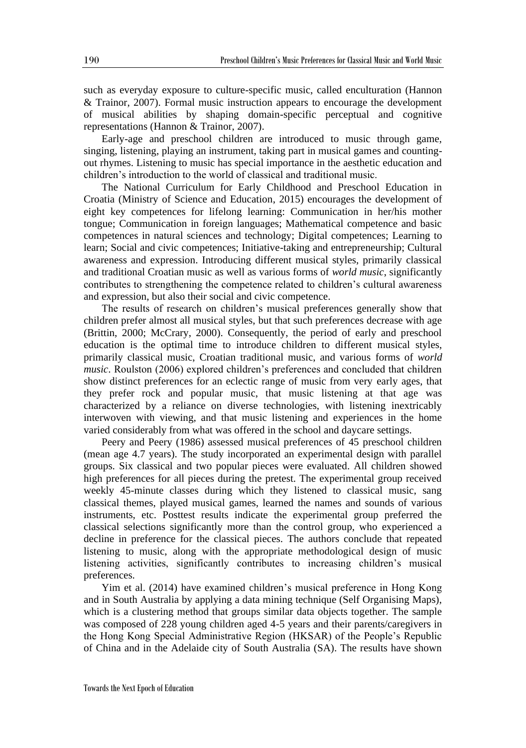such as everyday exposure to culture-specific music, called enculturation (Hannon & Trainor, 2007). Formal music instruction appears to encourage the development of musical abilities by shaping domain-specific perceptual and cognitive representations (Hannon & Trainor, 2007).

Early-age and preschool children are introduced to music through game, singing, listening, playing an instrument, taking part in musical games and counting-out rhymes. Listening to music has special importance in the aesthetic education and children's introduction to the world of classical and traditional music.

The National Curriculum for Early Childhood and Preschool Education in Croatia (Ministry of Science and Education, 2015) encourages the development of eight key competences for lifelong learning: Communication in her/his mother tongue; Communication in foreign languages; Mathematical competence and basic competences in natural sciences and technology; Digital competences; Learning to learn; Social and civic competences; Initiative-taking and entrepreneurship; Cultural awareness and expression. Introducing different musical styles, primarily classical and traditional Croatian music as well as various forms of *world music*, significantly contributes to strengthening the competence related to children's cultural awareness and expression, but also their social and civic competence.

The results of research on children's musical preferences generally show that children prefer almost all musical styles, but that such preferences decrease with age (Brittin, 2000; McCrary, 2000). Consequently, the period of early and preschool education is the optimal time to introduce children to different musical styles, primarily classical music, Croatian traditional music, and various forms of *world music*. Roulston (2006) explored children's preferences and concluded that children show distinct preferences for an eclectic range of music from very early ages, that they prefer rock and popular music, that music listening at that age was characterized by a reliance on diverse technologies, with listening inextricably interwoven with viewing, and that music listening and experiences in the home varied considerably from what was offered in the school and daycare settings.

Peery and Peery (1986) assessed musical preferences of 45 preschool children (mean age 4.7 years). The study incorporated an experimental design with parallel groups. Six classical and two popular pieces were evaluated. All children showed high preferences for all pieces during the pretest. The experimental group received weekly 45-minute classes during which they listened to classical music, sang classical themes, played musical games, learned the names and sounds of various instruments, etc. Posttest results indicate the experimental group preferred the classical selections significantly more than the control group, who experienced a decline in preference for the classical pieces. The authors conclude that repeated listening to music, along with the appropriate methodological design of music listening activities, significantly contributes to increasing children's musical preferences.

Yim et al. (2014) have examined children's musical preference in Hong Kong and in South Australia by applying a data mining technique (Self Organising Maps), which is a clustering method that groups similar data objects together. The sample was composed of 228 young children aged 4-5 years and their parents/caregivers in the Hong Kong Special Administrative Region (HKSAR) of the People's Republic of China and in the Adelaide city of South Australia (SA). The results have shown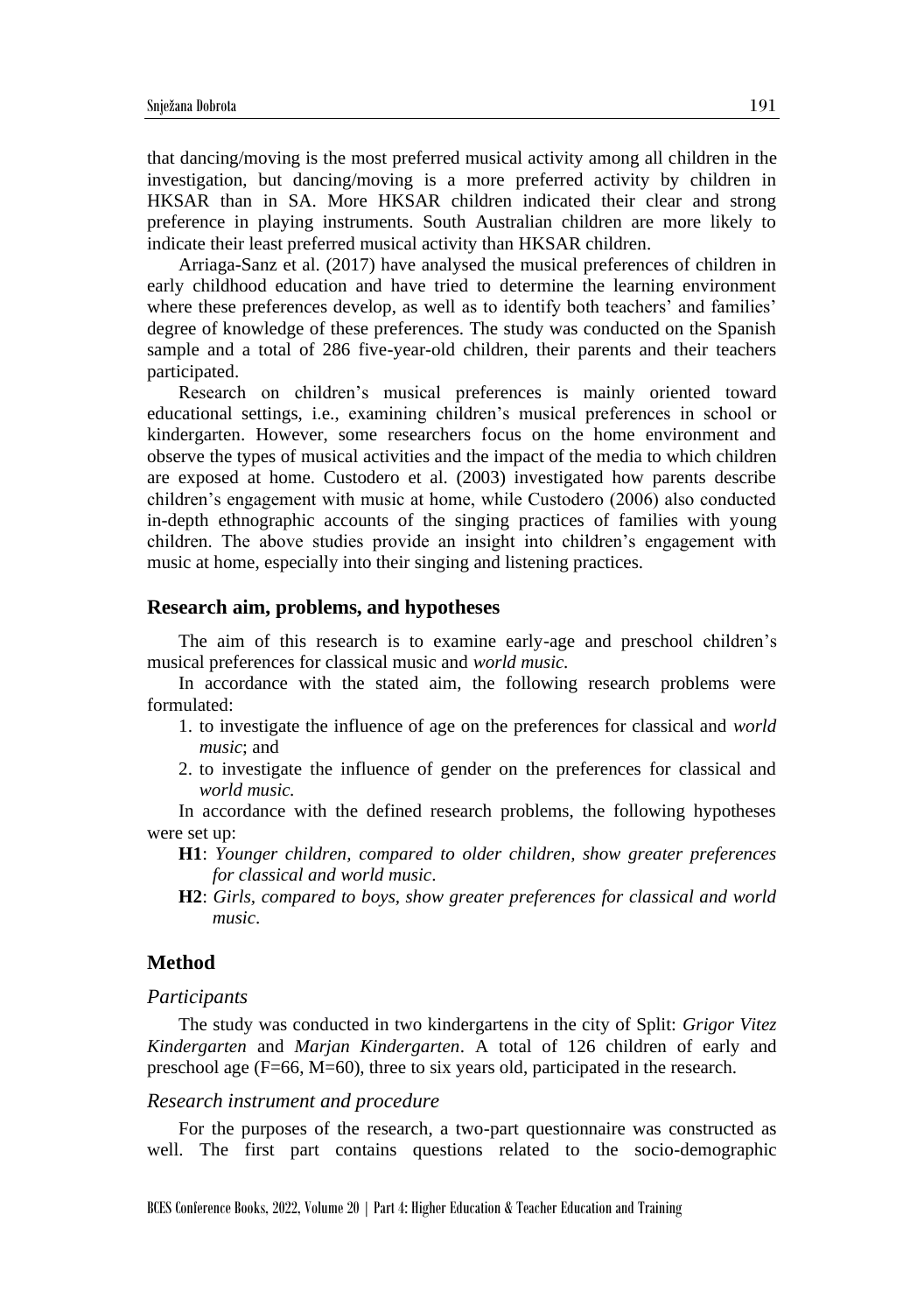that dancing/moving is the most preferred musical activity among all children in the investigation, but dancing/moving is a more preferred activity by children in HKSAR than in SA. More HKSAR children indicated their clear and strong preference in playing instruments. South Australian children are more likely to indicate their least preferred musical activity than HKSAR children.

Arriaga-Sanz et al. (2017) have analysed the musical preferences of children in early childhood education and have tried to determine the learning environment where these preferences develop, as well as to identify both teachers' and families' degree of knowledge of these preferences. The study was conducted on the Spanish sample and a total of 286 five-year-old children, their parents and their teachers participated.

Research on children's musical preferences is mainly oriented toward educational settings, i.e., examining children's musical preferences in school or kindergarten. However, some researchers focus on the home environment and observe the types of musical activities and the impact of the media to which children are exposed at home. Custodero et al. (2003) investigated how parents describe children's engagement with music at home, while Custodero (2006) also conducted in-depth ethnographic accounts of the singing practices of families with young children. The above studies provide an insight into children's engagement with music at home, especially into their singing and listening practices.

## Research aim, problems, and hypotheses

The aim of this research is to examine early-age and preschool children's musical preferences for classical music and *world music.*

In accordance with the stated aim, the following research problems were formulated:

1. to investigate the influence of age on the preferences for classical and *world music*; and
2. to investigate the influence of gender on the preferences for classical and *world music.*

In accordance with the defined research problems, the following hypotheses were set up:

**H1**: *Younger children, compared to older children, show greater preferences for classical and world music*.

**H2**: *Girls, compared to boys, show greater preferences for classical and world music*.

## Method

### Participants

The study was conducted in two kindergartens in the city of Split: *Grigor Vitez Kindergarten* and *Marjan Kindergarten*. A total of 126 children of early and preschool age (F=66, M=60), three to six years old, participated in the research.

### Research instrument and procedure

For the purposes of the research, a two-part questionnaire was constructed as well. The first part contains questions related to the socio-demographic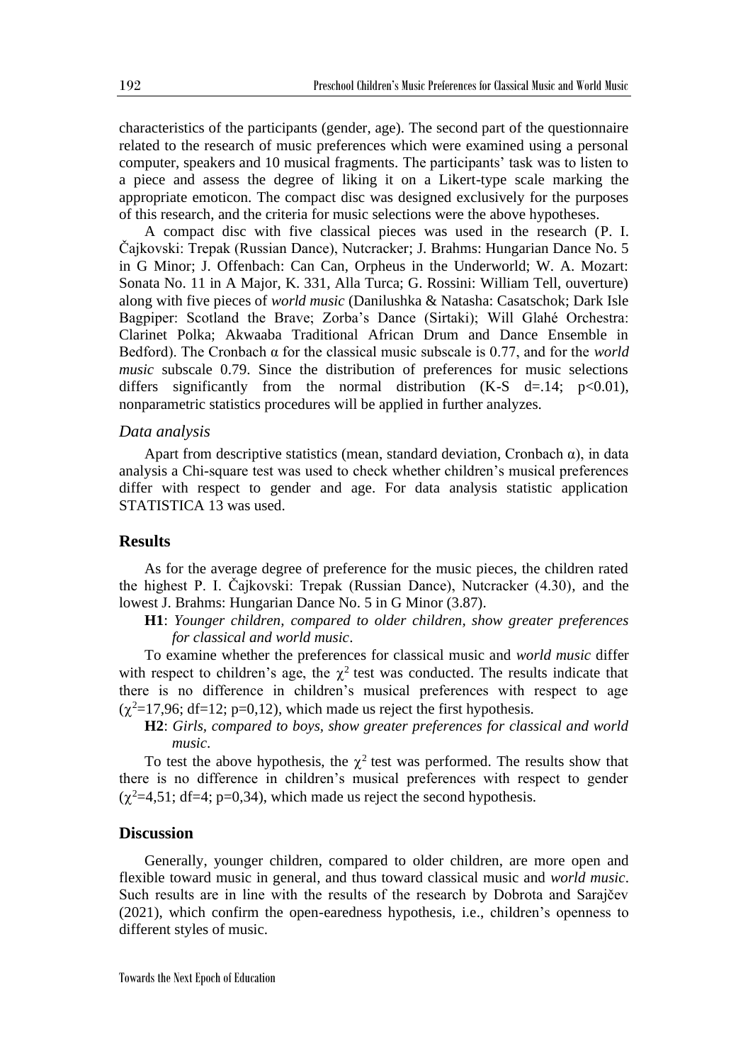characteristics of the participants (gender, age). The second part of the questionnaire related to the research of music preferences which were examined using a personal computer, speakers and 10 musical fragments. The participants' task was to listen to a piece and assess the degree of liking it on a Likert-type scale marking the appropriate emoticon. The compact disc was designed exclusively for the purposes of this research, and the criteria for music selections were the above hypotheses.

A compact disc with five classical pieces was used in the research (P. I. Čajkovski: Trepak (Russian Dance), Nutcracker; J. Brahms: Hungarian Dance No. 5 in G Minor; J. Offenbach: Can Can, Orpheus in the Underworld; W. A. Mozart: Sonata No. 11 in A Major, K. 331, Alla Turca; G. Rossini: William Tell, ouverture) along with five pieces of *world music* (Danilushka & Natasha: Casatschok; Dark Isle Bagpiper: Scotland the Brave; Zorba's Dance (Sirtaki); Will Glahé Orchestra: Clarinet Polka; Akwaaba Traditional African Drum and Dance Ensemble in Bedford). The Cronbach α for the classical music subscale is 0.77, and for the *world music* subscale 0.79. Since the distribution of preferences for music selections differs significantly from the normal distribution (K-S d=.14; $p<0.01$), nonparametric statistics procedures will be applied in further analyzes.

### *Data analysis*

Apart from descriptive statistics (mean, standard deviation, Cronbach α), in data analysis a Chi-square test was used to check whether children's musical preferences differ with respect to gender and age. For data analysis statistic application STATISTICA 13 was used.

## Results

As for the average degree of preference for the music pieces, the children rated the highest P. I. Čajkovski: Trepak (Russian Dance), Nutcracker (4.30), and the lowest J. Brahms: Hungarian Dance No. 5 in G Minor (3.87).

**H1**: *Younger children, compared to older children, show greater preferences for classical and world music*.

To examine whether the preferences for classical music and *world music* differ with respect to children's age, the $\chi^2$ test was conducted. The results indicate that there is no difference in children's musical preferences with respect to age ($\chi^2$=17,96; df=12; p=0,12), which made us reject the first hypothesis.

**H2**: *Girls, compared to boys, show greater preferences for classical and world music*.

To test the above hypothesis, the $\chi^2$ test was performed. The results show that there is no difference in children's musical preferences with respect to gender ($\chi^2$=4,51; df=4; p=0,34), which made us reject the second hypothesis.

## Discussion

Generally, younger children, compared to older children, are more open and flexible toward music in general, and thus toward classical music and *world music*. Such results are in line with the results of the research by Dobrota and Sarajčev (2021), which confirm the open-earedness hypothesis, i.e., children's openness to different styles of music.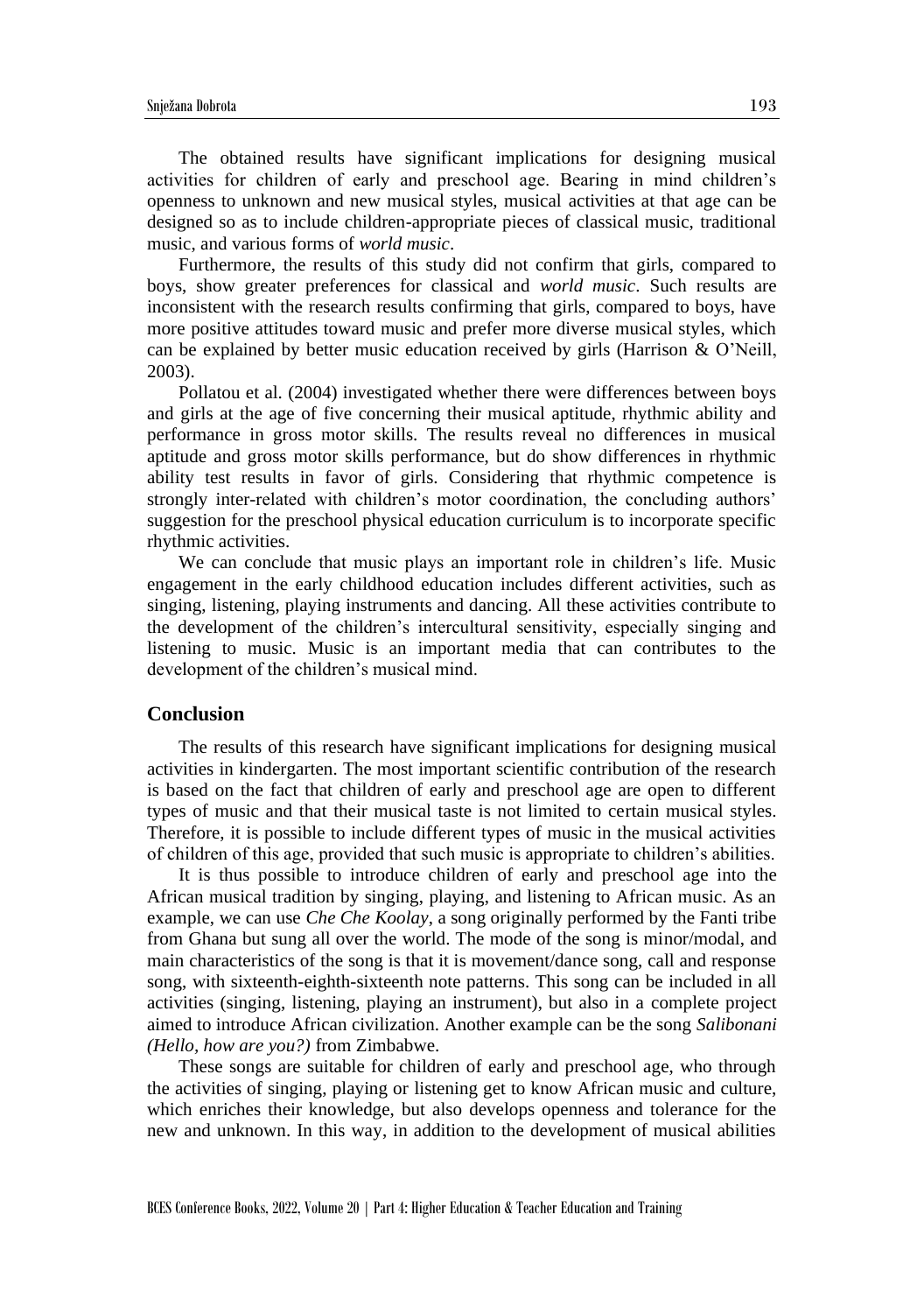The obtained results have significant implications for designing musical activities for children of early and preschool age. Bearing in mind children's openness to unknown and new musical styles, musical activities at that age can be designed so as to include children-appropriate pieces of classical music, traditional music, and various forms of *world music*.

Furthermore, the results of this study did not confirm that girls, compared to boys, show greater preferences for classical and *world music*. Such results are inconsistent with the research results confirming that girls, compared to boys, have more positive attitudes toward music and prefer more diverse musical styles, which can be explained by better music education received by girls (Harrison & O'Neill, 2003).

Pollatou et al. (2004) investigated whether there were differences between boys and girls at the age of five concerning their musical aptitude, rhythmic ability and performance in gross motor skills. The results reveal no differences in musical aptitude and gross motor skills performance, but do show differences in rhythmic ability test results in favor of girls. Considering that rhythmic competence is strongly inter-related with children's motor coordination, the concluding authors' suggestion for the preschool physical education curriculum is to incorporate specific rhythmic activities.

We can conclude that music plays an important role in children's life. Music engagement in the early childhood education includes different activities, such as singing, listening, playing instruments and dancing. All these activities contribute to the development of the children's intercultural sensitivity, especially singing and listening to music. Music is an important media that can contributes to the development of the children's musical mind.

## Conclusion

The results of this research have significant implications for designing musical activities in kindergarten. The most important scientific contribution of the research is based on the fact that children of early and preschool age are open to different types of music and that their musical taste is not limited to certain musical styles. Therefore, it is possible to include different types of music in the musical activities of children of this age, provided that such music is appropriate to children's abilities.

It is thus possible to introduce children of early and preschool age into the African musical tradition by singing, playing, and listening to African music. As an example, we can use *Che Che Koolay*, a song originally performed by the Fanti tribe from Ghana but sung all over the world. The mode of the song is minor/modal, and main characteristics of the song is that it is movement/dance song, call and response song, with sixteenth-eighth-sixteenth note patterns. This song can be included in all activities (singing, listening, playing an instrument), but also in a complete project aimed to introduce African civilization. Another example can be the song *Salibonani (Hello, how are you?)* from Zimbabwe.

These songs are suitable for children of early and preschool age, who through the activities of singing, playing or listening get to know African music and culture, which enriches their knowledge, but also develops openness and tolerance for the new and unknown. In this way, in addition to the development of musical abilities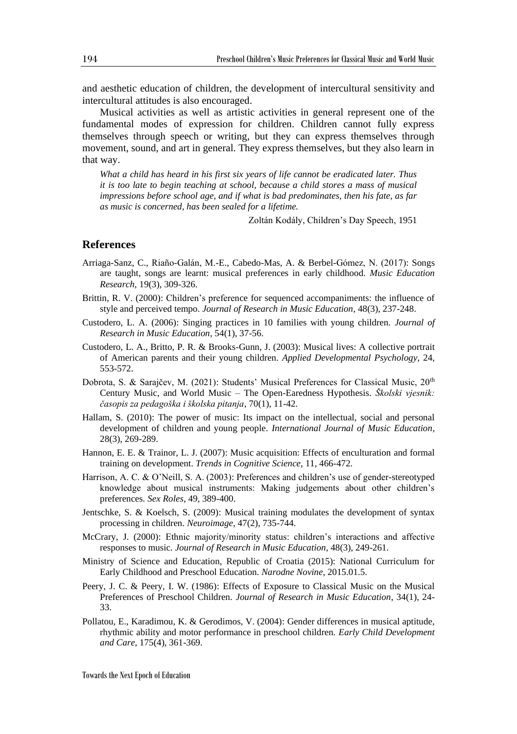and aesthetic education of children, the development of intercultural sensitivity and intercultural attitudes is also encouraged.

Musical activities as well as artistic activities in general represent one of the fundamental modes of expression for children. Children cannot fully express themselves through speech or writing, but they can express themselves through movement, sound, and art in general. They express themselves, but they also learn in that way.

> *What a child has heard in his first six years of life cannot be eradicated later. Thus it is too late to begin teaching at school, because a child stores a mass of musical impressions before school age, and if what is bad predominates, then his fate, as far as music is concerned, has been sealed for a lifetime.*
>
> Zoltán Kodály, Children's Day Speech, 1951

## References

Arriaga-Sanz, C., Riaño-Galán, M.-E., Cabedo-Mas, A. & Berbel-Gómez, N. (2017): Songs are taught, songs are learnt: musical preferences in early childhood. *Music Education Research*, 19(3), 309-326.

Brittin, R. V. (2000): Children's preference for sequenced accompaniments: the influence of style and perceived tempo. *Journal of Research in Music Education*, 48(3), 237-248.

Custodero, L. A. (2006): Singing practices in 10 families with young children. *Journal of Research in Music Education*, 54(1), 37-56.

Custodero, L. A., Britto, P. R. & Brooks-Gunn, J. (2003): Musical lives: A collective portrait of American parents and their young children. *Applied Developmental Psychology*, 24, 553-572.

Dobrota, S. & Sarajčev, M. (2021): Students' Musical Preferences for Classical Music, 20th Century Music, and World Music – The Open-Earedness Hypothesis. *Školski vjesnik: časopis za pedagoška i školska pitanja*, 70(1), 11-42.

Hallam, S. (2010): The power of music: Its impact on the intellectual, social and personal development of children and young people. *International Journal of Music Education*, 28(3), 269-289.

Hannon, E. E. & Trainor, L. J. (2007): Music acquisition: Effects of enculturation and formal training on development. *Trends in Cognitive Science*, 11, 466-472.

Harrison, A. C. & O'Neill, S. A. (2003): Preferences and children's use of gender-stereotyped knowledge about musical instruments: Making judgements about other children's preferences. *Sex Roles*, 49, 389-400.

Jentschke, S. & Koelsch, S. (2009): Musical training modulates the development of syntax processing in children. *Neuroimage*, 47(2), 735-744.

McCrary, J. (2000): Ethnic majority/minority status: children's interactions and affective responses to music. *Journal of Research in Music Education*, 48(3), 249-261.

Ministry of Science and Education, Republic of Croatia (2015): National Curriculum for Early Childhood and Preschool Education. *Narodne Novine*, 2015.01.5.

Peery, J. C. & Peery, I. W. (1986): Effects of Exposure to Classical Music on the Musical Preferences of Preschool Children. *Journal of Research in Music Education*, 34(1), 24-33.

Pollatou, E., Karadimou, K. & Gerodimos, V. (2004): Gender differences in musical aptitude, rhythmic ability and motor performance in preschool children. *Early Child Development and Care*, 175(4), 361-369.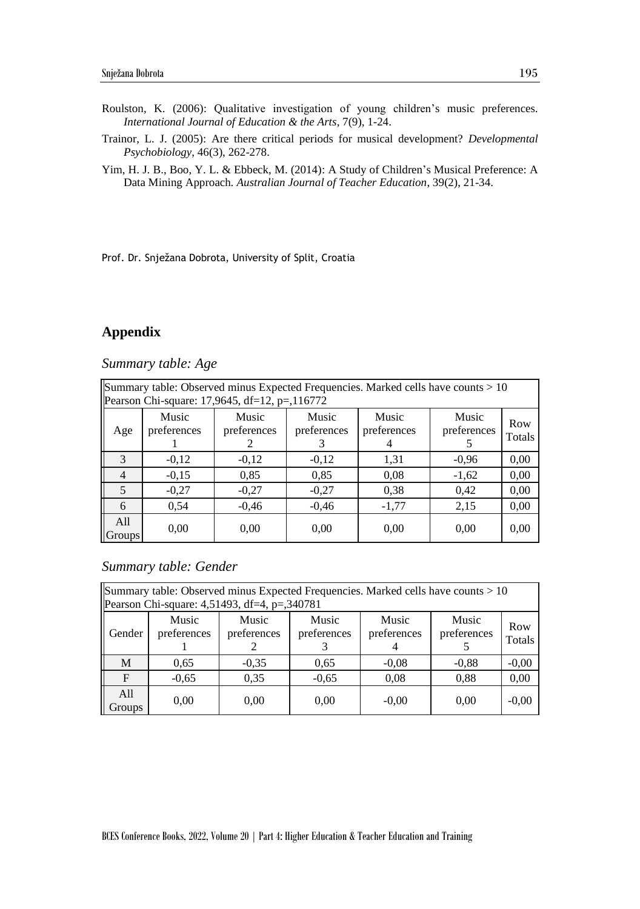Roulston, K. (2006): Qualitative investigation of young children's music preferences. *International Journal of Education & the Arts*, 7(9), 1-24.

Trainor, L. J. (2005): Are there critical periods for musical development? *Developmental Psychobiology*, 46(3), 262-278.

Yim, H. J. B., Boo, Y. L. & Ebbeck, M. (2014): A Study of Children's Musical Preference: A Data Mining Approach. *Australian Journal of Teacher Education*, 39(2), 21-34.

Prof. Dr. Snježana Dobrota, University of Split, Croatia

## Appendix

### *Summary table: Age*

Summary table: Observed minus Expected Frequencies. Marked cells have counts > 10
Pearson Chi-square: 17,9645, df=12, p=,116772

| Age | Music preferences 1 | Music preferences 2 | Music preferences 3 | Music preferences 4 | Music preferences 5 | Row Totals |
|---|---|---|---|---|---|---|
| 3 | -0,12 | -0,12 | -0,12 | 1,31 | -0,96 | 0,00 |
| 4 | -0,15 | 0,85 | 0,85 | 0,08 | -1,62 | 0,00 |
| 5 | -0,27 | -0,27 | -0,27 | 0,38 | 0,42 | 0,00 |
| 6 | 0,54 | -0,46 | -0,46 | -1,77 | 2,15 | 0,00 |
| All Groups | 0,00 | 0,00 | 0,00 | 0,00 | 0,00 | 0,00 |

### *Summary table: Gender*

Summary table: Observed minus Expected Frequencies. Marked cells have counts > 10
Pearson Chi-square: 4,51493, df=4, p=,340781

| Gender | Music preferences 1 | Music preferences 2 | Music preferences 3 | Music preferences 4 | Music preferences 5 | Row Totals |
|---|---|---|---|---|---|---|
| M | 0,65 | -0,35 | 0,65 | -0,08 | -0,88 | -0,00 |
| F | -0,65 | 0,35 | -0,65 | 0,08 | 0,88 | 0,00 |
| All Groups | 0,00 | 0,00 | 0,00 | -0,00 | 0,00 | -0,00 |